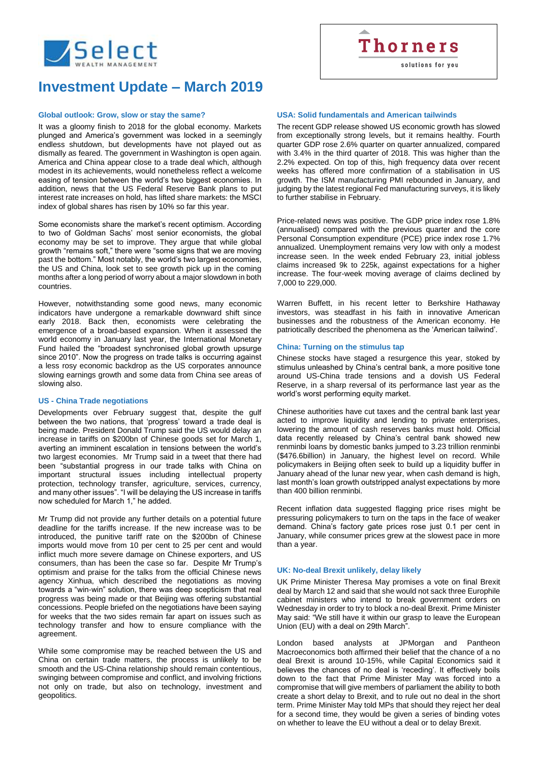Select WEALTH MANAGEMENT

Thorners solutions for you

# Investment Update – March 2019

### Global outlook: Grow, slow or stay the same?

It was a gloomy finish to 2018 for the global economy. Markets plunged and America's government was locked in a seemingly endless shutdown, but developments have not played out as dismally as feared. The government in Washington is open again. America and China appear close to a trade deal which, although modest in its achievements, would nonetheless reflect a welcome easing of tension between the world's two biggest economies. In addition, news that the US Federal Reserve Bank plans to put interest rate increases on hold, has lifted share markets: the MSCI index of global shares has risen by 10% so far this year.

Some economists share the market's recent optimism. According to two of Goldman Sachs' most senior economists, the global economy may be set to improve. They argue that while global growth "remains soft," there were "some signs that we are moving past the bottom." Most notably, the world's two largest economies, the US and China, look set to see growth pick up in the coming months after a long period of worry about a major slowdown in both countries.

However, notwithstanding some good news, many economic indicators have undergone a remarkable downward shift since early 2018. Back then, economists were celebrating the emergence of a broad-based expansion. When it assessed the world economy in January last year, the International Monetary Fund hailed the "broadest synchronised global growth upsurge since 2010". Now the progress on trade talks is occurring against a less rosy economic backdrop as the US corporates announce slowing earnings growth and some data from China see areas of slowing also.

### US - China Trade negotiations

Developments over February suggest that, despite the gulf between the two nations, that 'progress' toward a trade deal is being made. President Donald Trump said the US would delay an increase in tariffs on $200bn of Chinese goods set for March 1, averting an imminent escalation in tensions between the world's two largest economies. Mr Trump said in a tweet that there had been "substantial progress in our trade talks with China on important structural issues including intellectual property protection, technology transfer, agriculture, services, currency, and many other issues". "I will be delaying the US increase in tariffs now scheduled for March 1," he added.

Mr Trump did not provide any further details on a potential future deadline for the tariffs increase. If the new increase was to be introduced, the punitive tariff rate on the $200bn of Chinese imports would move from 10 per cent to 25 per cent and would inflict much more severe damage on Chinese exporters, and US consumers, than has been the case so far. Despite Mr Trump's optimism and praise for the talks from the official Chinese news agency Xinhua, which described the negotiations as moving towards a "win-win" solution, there was deep scepticism that real progress was being made or that Beijing was offering substantial concessions. People briefed on the negotiations have been saying for weeks that the two sides remain far apart on issues such as technology transfer and how to ensure compliance with the agreement.

While some compromise may be reached between the US and China on certain trade matters, the process is unlikely to be smooth and the US-China relationship should remain contentious, swinging between compromise and conflict, and involving frictions not only on trade, but also on technology, investment and geopolitics.

### USA: Solid fundamentals and American tailwinds

The recent GDP release showed US economic growth has slowed from exceptionally strong levels, but it remains healthy. Fourth quarter GDP rose 2.6% quarter on quarter annualized, compared with 3.4% in the third quarter of 2018. This was higher than the 2.2% expected. On top of this, high frequency data over recent weeks has offered more confirmation of a stabilisation in US growth. The ISM manufacturing PMI rebounded in January, and judging by the latest regional Fed manufacturing surveys, it is likely to further stabilise in February.

Price-related news was positive. The GDP price index rose 1.8% (annualised) compared with the previous quarter and the core Personal Consumption expenditure (PCE) price index rose 1.7% annualized. Unemployment remains very low with only a modest increase seen. In the week ended February 23, initial jobless claims increased 9k to 225k, against expectations for a higher increase. The four-week moving average of claims declined by 7,000 to 229,000.

Warren Buffett, in his recent letter to Berkshire Hathaway investors, was steadfast in his faith in innovative American businesses and the robustness of the American economy. He patriotically described the phenomena as the 'American tailwind'.

### China: Turning on the stimulus tap

Chinese stocks have staged a resurgence this year, stoked by stimulus unleashed by China's central bank, a more positive tone around US-China trade tensions and a dovish US Federal Reserve, in a sharp reversal of its performance last year as the world's worst performing equity market.

Chinese authorities have cut taxes and the central bank last year acted to improve liquidity and lending to private enterprises, lowering the amount of cash reserves banks must hold. Official data recently released by China's central bank showed new renminbi loans by domestic banks jumped to 3.23 trillion renminbi ($476.6billion) in January, the highest level on record. While policymakers in Beijing often seek to build up a liquidity buffer in January ahead of the lunar new year, when cash demand is high, last month's loan growth outstripped analyst expectations by more than 400 billion renminbi.

Recent inflation data suggested flagging price rises might be pressuring policymakers to turn on the taps in the face of weaker demand. China's factory gate prices rose just 0.1 per cent in January, while consumer prices grew at the slowest pace in more than a year.

### UK: No-deal Brexit unlikely, delay likely

UK Prime Minister Theresa May promises a vote on final Brexit deal by March 12 and said that she would not sack three Europhile cabinet ministers who intend to break government orders on Wednesday in order to try to block a no-deal Brexit. Prime Minister May said: "We still have it within our grasp to leave the European Union (EU) with a deal on 29th March".

London based analysts at JPMorgan and Pantheon Macroeconomics both affirmed their belief that the chance of a no deal Brexit is around 10-15%, while Capital Economics said it believes the chances of no deal is 'receding'. It effectively boils down to the fact that Prime Minister May was forced into a compromise that will give members of parliament the ability to both create a short delay to Brexit, and to rule out no deal in the short term. Prime Minister May told MPs that should they reject her deal for a second time, they would be given a series of binding votes on whether to leave the EU without a deal or to delay Brexit.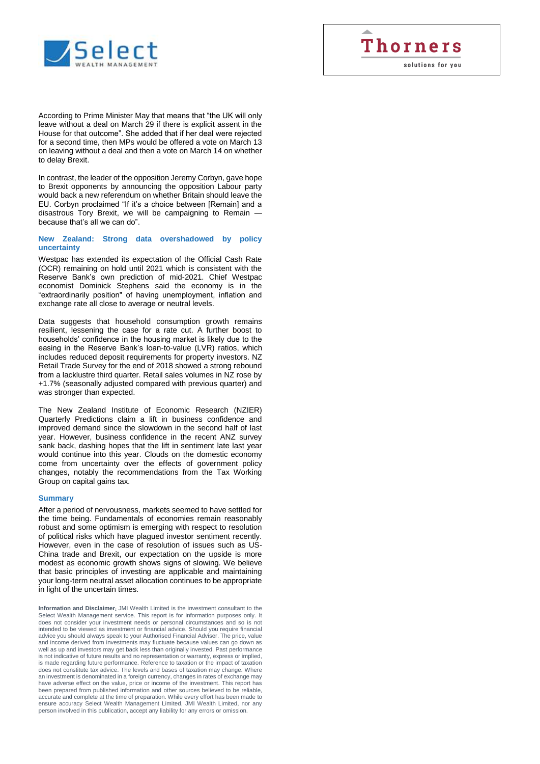According to Prime Minister May that means that "the UK will only leave without a deal on March 29 if there is explicit assent in the House for that outcome". She added that if her deal were rejected for a second time, then MPs would be offered a vote on March 13 on leaving without a deal and then a vote on March 14 on whether to delay Brexit.

In contrast, the leader of the opposition Jeremy Corbyn, gave hope to Brexit opponents by announcing the opposition Labour party would back a new referendum on whether Britain should leave the EU. Corbyn proclaimed "If it's a choice between [Remain] and a disastrous Tory Brexit, we will be campaigning to Remain — because that's all we can do".

### New Zealand: Strong data overshadowed by policy uncertainty

Westpac has extended its expectation of the Official Cash Rate (OCR) remaining on hold until 2021 which is consistent with the Reserve Bank's own prediction of mid-2021. Chief Westpac economist Dominick Stephens said the economy is in the "extraordinarily position" of having unemployment, inflation and exchange rate all close to average or neutral levels.

Data suggests that household consumption growth remains resilient, lessening the case for a rate cut. A further boost to households' confidence in the housing market is likely due to the easing in the Reserve Bank's loan-to-value (LVR) ratios, which includes reduced deposit requirements for property investors. NZ Retail Trade Survey for the end of 2018 showed a strong rebound from a lacklustre third quarter. Retail sales volumes in NZ rose by +1.7% (seasonally adjusted compared with previous quarter) and was stronger than expected.

The New Zealand Institute of Economic Research (NZIER) Quarterly Predictions claim a lift in business confidence and improved demand since the slowdown in the second half of last year. However, business confidence in the recent ANZ survey sank back, dashing hopes that the lift in sentiment late last year would continue into this year. Clouds on the domestic economy come from uncertainty over the effects of government policy changes, notably the recommendations from the Tax Working Group on capital gains tax.

### Summary

After a period of nervousness, markets seemed to have settled for the time being. Fundamentals of economies remain reasonably robust and some optimism is emerging with respect to resolution of political risks which have plagued investor sentiment recently. However, even in the case of resolution of issues such as US-China trade and Brexit, our expectation on the upside is more modest as economic growth shows signs of slowing. We believe that basic principles of investing are applicable and maintaining your long-term neutral asset allocation continues to be appropriate in light of the uncertain times.

**Information and Disclaimer.** JMI Wealth Limited is the investment consultant to the Select Wealth Management service. This report is for information purposes only. It does not consider your investment needs or personal circumstances and so is not intended to be viewed as investment or financial advice. Should you require financial advice you should always speak to your Authorised Financial Adviser. The price, value and income derived from investments may fluctuate because values can go down as well as up and investors may get back less than originally invested. Past performance is not indicative of future results and no representation or warranty, express or implied, is made regarding future performance. Reference to taxation or the impact of taxation does not constitute tax advice. The levels and bases of taxation may change. Where an investment is denominated in a foreign currency, changes in rates of exchange may have adverse effect on the value, price or income of the investment. This report has been prepared from published information and other sources believed to be reliable, accurate and complete at the time of preparation. While every effort has been made to ensure accuracy Select Wealth Management Limited, JMI Wealth Limited, nor any person involved in this publication, accept any liability for any errors or omission.